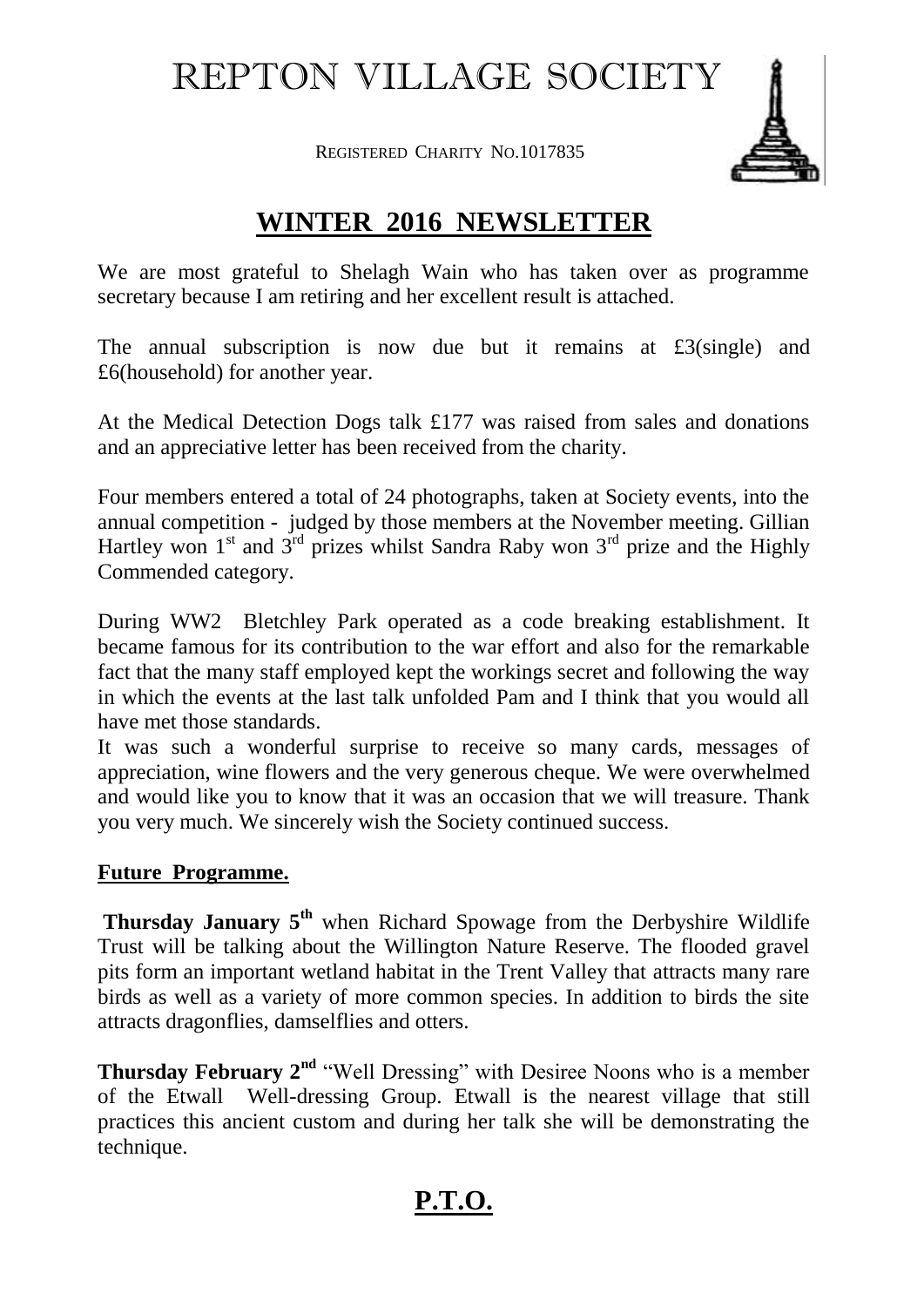# REPTON VILLAGE SOCIETY

REGISTERED CHARITY NO.1017835

## WINTER 2016 NEWSLETTER

We are most grateful to Shelagh Wain who has taken over as programme secretary because I am retiring and her excellent result is attached.

The annual subscription is now due but it remains at £3(single) and £6(household) for another year.

At the Medical Detection Dogs talk £177 was raised from sales and donations and an appreciative letter has been received from the charity.

Four members entered a total of 24 photographs, taken at Society events, into the annual competition - judged by those members at the November meeting. Gillian Hartley won 1st and 3rd prizes whilst Sandra Raby won 3rd prize and the Highly Commended category.

During WW2 Bletchley Park operated as a code breaking establishment. It became famous for its contribution to the war effort and also for the remarkable fact that the many staff employed kept the workings secret and following the way in which the events at the last talk unfolded Pam and I think that you would all have met those standards.

It was such a wonderful surprise to receive so many cards, messages of appreciation, wine flowers and the very generous cheque. We were overwhelmed and would like you to know that it was an occasion that we will treasure. Thank you very much. We sincerely wish the Society continued success.

### Future Programme.

**Thursday January 5th** when Richard Spowage from the Derbyshire Wildlife Trust will be talking about the Willington Nature Reserve. The flooded gravel pits form an important wetland habitat in the Trent Valley that attracts many rare birds as well as a variety of more common species. In addition to birds the site attracts dragonflies, damselflies and otters.

**Thursday February 2nd** "Well Dressing" with Desiree Noons who is a member of the Etwall Well-dressing Group. Etwall is the nearest village that still practices this ancient custom and during her talk she will be demonstrating the technique.

**P.T.O.**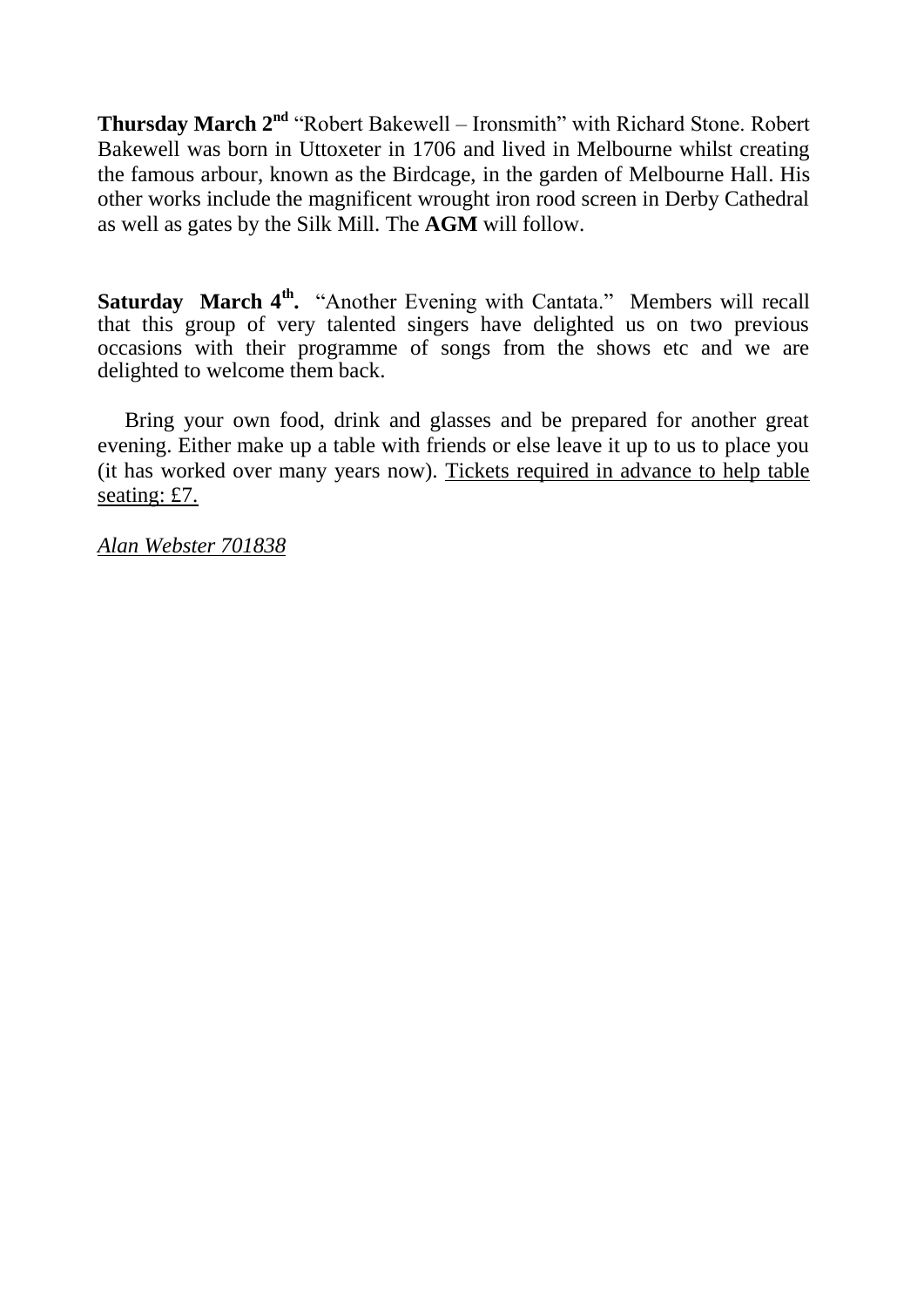**Thursday March 2nd** "Robert Bakewell – Ironsmith" with Richard Stone. Robert Bakewell was born in Uttoxeter in 1706 and lived in Melbourne whilst creating the famous arbour, known as the Birdcage, in the garden of Melbourne Hall. His other works include the magnificent wrought iron rood screen in Derby Cathedral as well as gates by the Silk Mill. The **AGM** will follow.

**Saturday March 4th.** "Another Evening with Cantata." Members will recall that this group of very talented singers have delighted us on two previous occasions with their programme of songs from the shows etc and we are delighted to welcome them back.

Bring your own food, drink and glasses and be prepared for another great evening. Either make up a table with friends or else leave it up to us to place you (it has worked over many years now). Tickets required in advance to help table seating: £7.

*Alan Webster 701838*